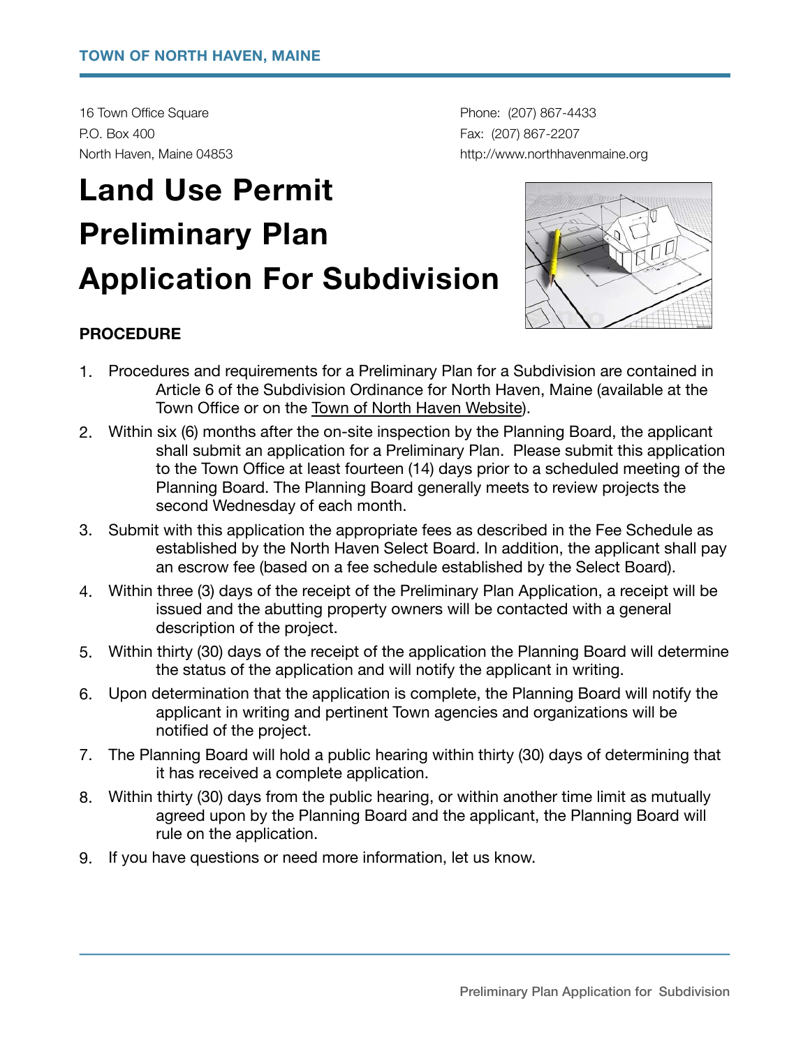**TOWN OF NORTH HAVEN, MAINE**

16 Town Office Square
P.O. Box 400
North Haven, Maine 04853

Phone: (207) 867-4433
Fax: (207) 867-2207
http://www.northhavenmaine.org

# Land Use Permit
# Preliminary Plan
# Application For Subdivision

**PROCEDURE**

1. Procedures and requirements for a Preliminary Plan for a Subdivision are contained in Article 6 of the Subdivision Ordinance for North Haven, Maine (available at the Town Office or on the Town of North Haven Website).
2. Within six (6) months after the on-site inspection by the Planning Board, the applicant shall submit an application for a Preliminary Plan. Please submit this application to the Town Office at least fourteen (14) days prior to a scheduled meeting of the Planning Board. The Planning Board generally meets to review projects the second Wednesday of each month.
3. Submit with this application the appropriate fees as described in the Fee Schedule as established by the North Haven Select Board. In addition, the applicant shall pay an escrow fee (based on a fee schedule established by the Select Board).
4. Within three (3) days of the receipt of the Preliminary Plan Application, a receipt will be issued and the abutting property owners will be contacted with a general description of the project.
5. Within thirty (30) days of the receipt of the application the Planning Board will determine the status of the application and will notify the applicant in writing.
6. Upon determination that the application is complete, the Planning Board will notify the applicant in writing and pertinent Town agencies and organizations will be notified of the project.
7. The Planning Board will hold a public hearing within thirty (30) days of determining that it has received a complete application.
8. Within thirty (30) days from the public hearing, or within another time limit as mutually agreed upon by the Planning Board and the applicant, the Planning Board will rule on the application.
9. If you have questions or need more information, let us know.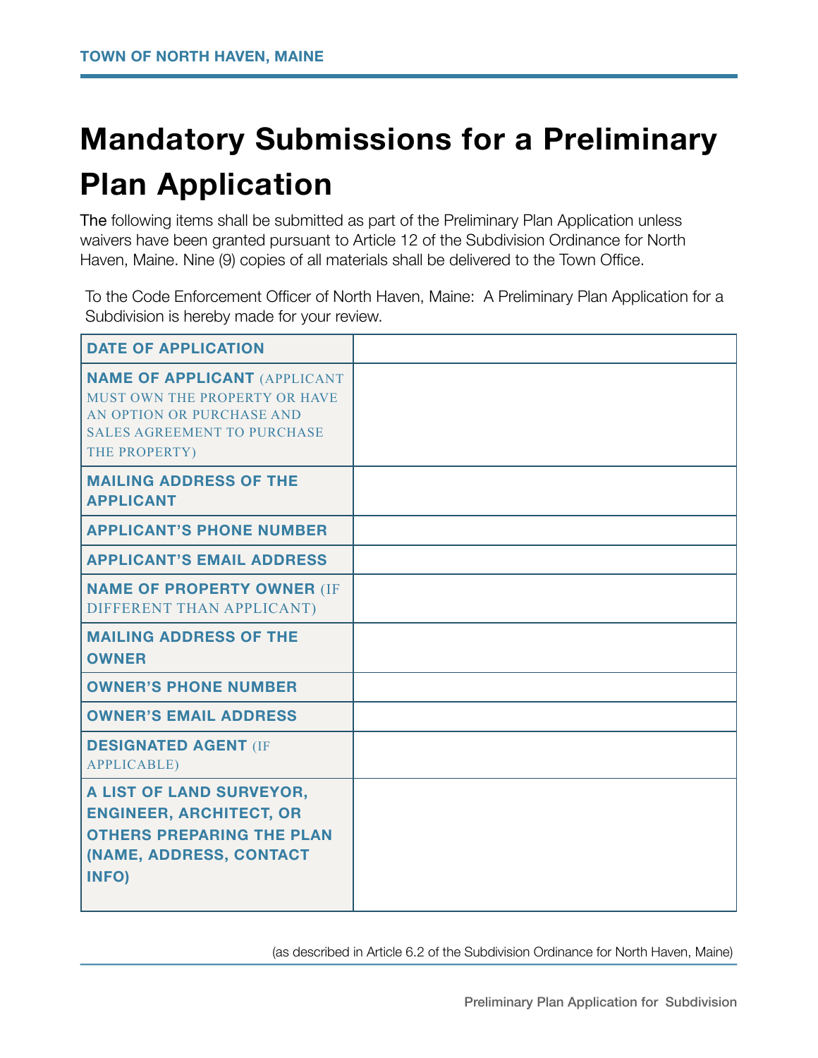# Mandatory Submissions for a Preliminary Plan Application

The following items shall be submitted as part of the Preliminary Plan Application unless waivers have been granted pursuant to Article 12 of the Subdivision Ordinance for North Haven, Maine. Nine (9) copies of all materials shall be delivered to the Town Office.

To the Code Enforcement Officer of North Haven, Maine: A Preliminary Plan Application for a Subdivision is hereby made for your review.

| | |
|---|---|
| **DATE OF APPLICATION** | |
| **NAME OF APPLICANT** (APPLICANT MUST OWN THE PROPERTY OR HAVE AN OPTION OR PURCHASE AND SALES AGREEMENT TO PURCHASE THE PROPERTY) | |
| **MAILING ADDRESS OF THE APPLICANT** | |
| **APPLICANT'S PHONE NUMBER** | |
| **APPLICANT'S EMAIL ADDRESS** | |
| **NAME OF PROPERTY OWNER** (IF DIFFERENT THAN APPLICANT) | |
| **MAILING ADDRESS OF THE OWNER** | |
| **OWNER'S PHONE NUMBER** | |
| **OWNER'S EMAIL ADDRESS** | |
| **DESIGNATED AGENT** (IF APPLICABLE) | |
| **A LIST OF LAND SURVEYOR, ENGINEER, ARCHITECT, OR OTHERS PREPARING THE PLAN (NAME, ADDRESS, CONTACT INFO)** | |

(as described in Article 6.2 of the Subdivision Ordinance for North Haven, Maine)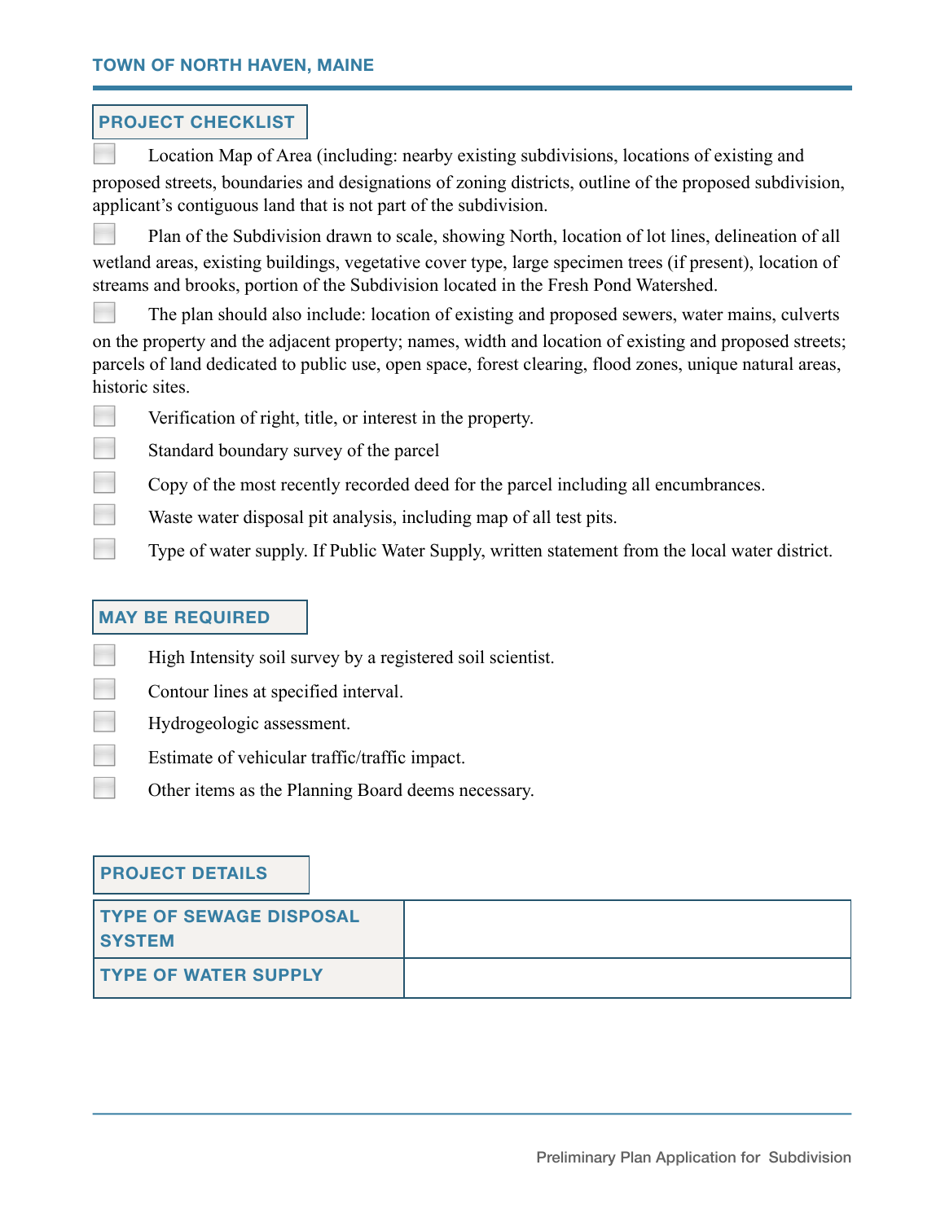## PROJECT CHECKLIST

- [ ] Location Map of Area (including: nearby existing subdivisions, locations of existing and proposed streets, boundaries and designations of zoning districts, outline of the proposed subdivision, applicant's contiguous land that is not part of the subdivision.
- [ ] Plan of the Subdivision drawn to scale, showing North, location of lot lines, delineation of all wetland areas, existing buildings, vegetative cover type, large specimen trees (if present), location of streams and brooks, portion of the Subdivision located in the Fresh Pond Watershed.
- [ ] The plan should also include: location of existing and proposed sewers, water mains, culverts on the property and the adjacent property; names, width and location of existing and proposed streets; parcels of land dedicated to public use, open space, forest clearing, flood zones, unique natural areas, historic sites.
- [ ] Verification of right, title, or interest in the property.
- [ ] Standard boundary survey of the parcel
- [ ] Copy of the most recently recorded deed for the parcel including all encumbrances.
- [ ] Waste water disposal pit analysis, including map of all test pits.
- [ ] Type of water supply. If Public Water Supply, written statement from the local water district.

## MAY BE REQUIRED

- [ ] High Intensity soil survey by a registered soil scientist.
- [ ] Contour lines at specified interval.
- [ ] Hydrogeologic assessment.
- [ ] Estimate of vehicular traffic/traffic impact.
- [ ] Other items as the Planning Board deems necessary.

## PROJECT DETAILS

| TYPE OF SEWAGE DISPOSAL SYSTEM | |
|---|---|
| TYPE OF WATER SUPPLY | |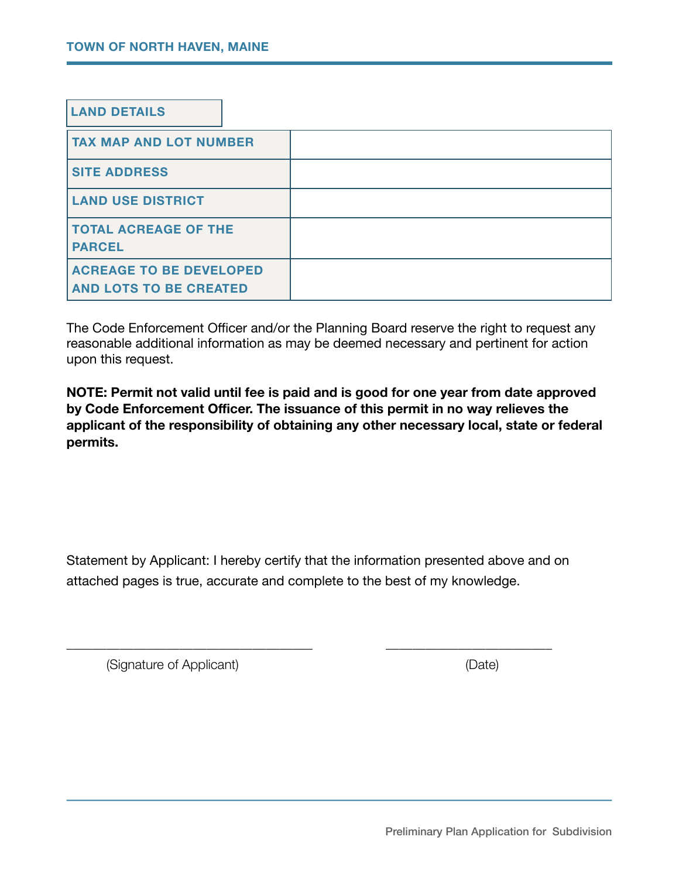## LAND DETAILS

| | |
|---|---|
| **TAX MAP AND LOT NUMBER** | |
| **SITE ADDRESS** | |
| **LAND USE DISTRICT** | |
| **TOTAL ACREAGE OF THE PARCEL** | |
| **ACREAGE TO BE DEVELOPED AND LOTS TO BE CREATED** | |

The Code Enforcement Officer and/or the Planning Board reserve the right to request any reasonable additional information as may be deemed necessary and pertinent for action upon this request.

**NOTE: Permit not valid until fee is paid and is good for one year from date approved by Code Enforcement Officer. The issuance of this permit in no way relieves the applicant of the responsibility of obtaining any other necessary local, state or federal permits.**

Statement by Applicant: I hereby certify that the information presented above and on attached pages is true, accurate and complete to the best of my knowledge.

\_\_\_\_\_\_\_\_\_\_\_\_\_\_\_\_\_\_\_\_\_\_\_\_\_\_\_\_\_\_\_\_\_\_\_\_ \_\_\_\_\_\_\_\_\_\_\_\_\_\_\_\_\_\_\_\_\_\_\_\_\_

(Signature of Applicant) (Date)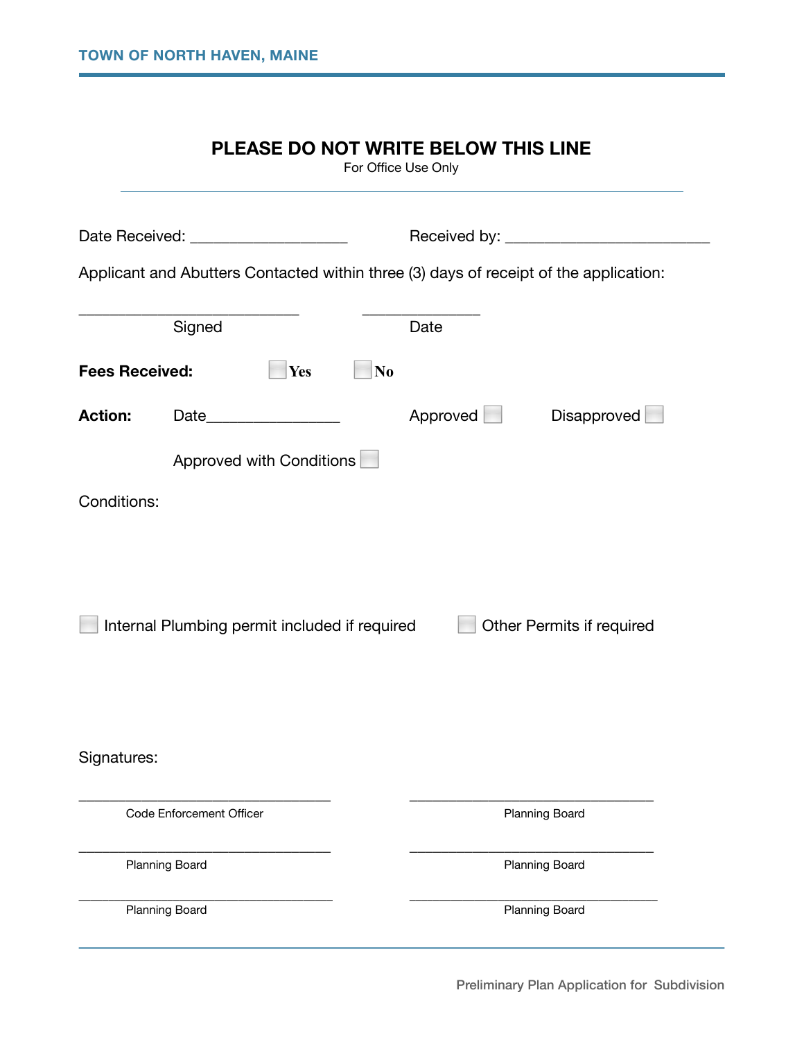## PLEASE DO NOT WRITE BELOW THIS LINE

For Office Use Only

Date Received: ___________________ Received by: _________________________

Applicant and Abutters Contacted within three (3) days of receipt of the application:

___________________________ ______________

Signed Date

**Fees Received:** ☐ Yes ☐ No

**Action:** Date________________ Approved ☐ Disapproved ☐

Approved with Conditions ☐

Conditions:

☐ Internal Plumbing permit included if required ☐ Other Permits if required

Signatures:

_______________________________ _______________________________

Code Enforcement Officer Planning Board

_______________________________ _______________________________

Planning Board Planning Board

_______________________________ _______________________________

Planning Board Planning Board